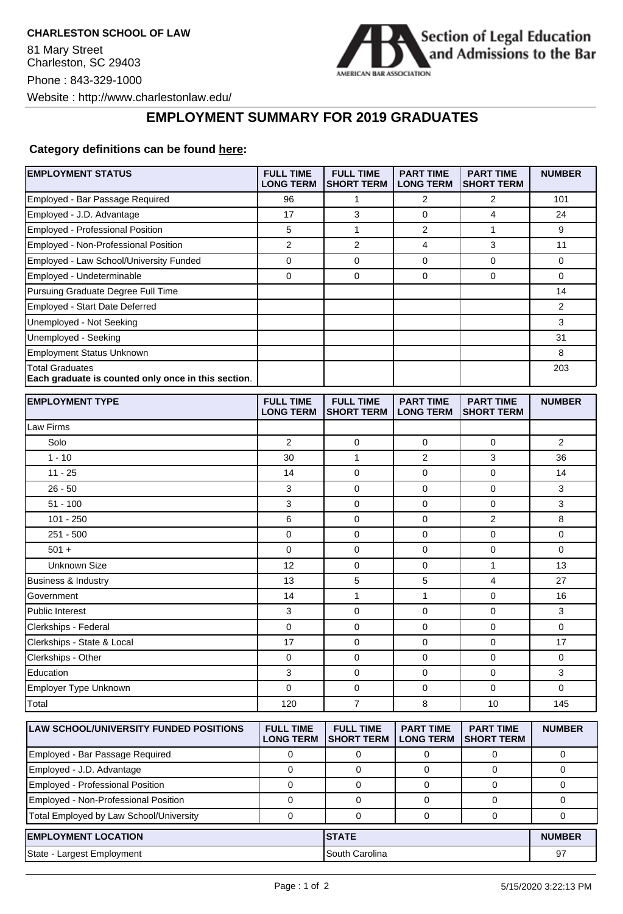**CHARLESTON SCHOOL OF LAW**

81 Mary Street
Charleston, SC 29403

Phone : 843-329-1000

Website : http://www.charlestonlaw.edu/

Section of Legal Education and Admissions to the Bar

AMERICAN BAR ASSOCIATION

# EMPLOYMENT SUMMARY FOR 2019 GRADUATES

**Category definitions can be found here:**

| EMPLOYMENT STATUS | FULL TIME LONG TERM | FULL TIME SHORT TERM | PART TIME LONG TERM | PART TIME SHORT TERM | NUMBER |
|---|---|---|---|---|---|
| Employed - Bar Passage Required | 96 | 1 | 2 | 2 | 101 |
| Employed - J.D. Advantage | 17 | 3 | 0 | 4 | 24 |
| Employed - Professional Position | 5 | 1 | 2 | 1 | 9 |
| Employed - Non-Professional Position | 2 | 2 | 4 | 3 | 11 |
| Employed - Law School/University Funded | 0 | 0 | 0 | 0 | 0 |
| Employed - Undeterminable | 0 | 0 | 0 | 0 | 0 |
| Pursuing Graduate Degree Full Time | | | | | 14 |
| Employed - Start Date Deferred | | | | | 2 |
| Unemployed - Not Seeking | | | | | 3 |
| Unemployed - Seeking | | | | | 31 |
| Employment Status Unknown | | | | | 8 |
| Total Graduates **Each graduate is counted only once in this section**. | | | | | 203 |

| EMPLOYMENT TYPE | FULL TIME LONG TERM | FULL TIME SHORT TERM | PART TIME LONG TERM | PART TIME SHORT TERM | NUMBER |
|---|---|---|---|---|---|
| Law Firms | | | | | |
| Solo | 2 | 0 | 0 | 0 | 2 |
| 1 - 10 | 30 | 1 | 2 | 3 | 36 |
| 11 - 25 | 14 | 0 | 0 | 0 | 14 |
| 26 - 50 | 3 | 0 | 0 | 0 | 3 |
| 51 - 100 | 3 | 0 | 0 | 0 | 3 |
| 101 - 250 | 6 | 0 | 0 | 2 | 8 |
| 251 - 500 | 0 | 0 | 0 | 0 | 0 |
| 501 + | 0 | 0 | 0 | 0 | 0 |
| Unknown Size | 12 | 0 | 0 | 1 | 13 |
| Business & Industry | 13 | 5 | 5 | 4 | 27 |
| Government | 14 | 1 | 1 | 0 | 16 |
| Public Interest | 3 | 0 | 0 | 0 | 3 |
| Clerkships - Federal | 0 | 0 | 0 | 0 | 0 |
| Clerkships - State & Local | 17 | 0 | 0 | 0 | 17 |
| Clerkships - Other | 0 | 0 | 0 | 0 | 0 |
| Education | 3 | 0 | 0 | 0 | 3 |
| Employer Type Unknown | 0 | 0 | 0 | 0 | 0 |
| Total | 120 | 7 | 8 | 10 | 145 |

| LAW SCHOOL/UNIVERSITY FUNDED POSITIONS | FULL TIME LONG TERM | FULL TIME SHORT TERM | PART TIME LONG TERM | PART TIME SHORT TERM | NUMBER |
|---|---|---|---|---|---|
| Employed - Bar Passage Required | 0 | 0 | 0 | 0 | 0 |
| Employed - J.D. Advantage | 0 | 0 | 0 | 0 | 0 |
| Employed - Professional Position | 0 | 0 | 0 | 0 | 0 |
| Employed - Non-Professional Position | 0 | 0 | 0 | 0 | 0 |
| Total Employed by Law School/University | 0 | 0 | 0 | 0 | 0 |

| EMPLOYMENT LOCATION | STATE | NUMBER |
|---|---|---|
| State - Largest Employment | South Carolina | 97 |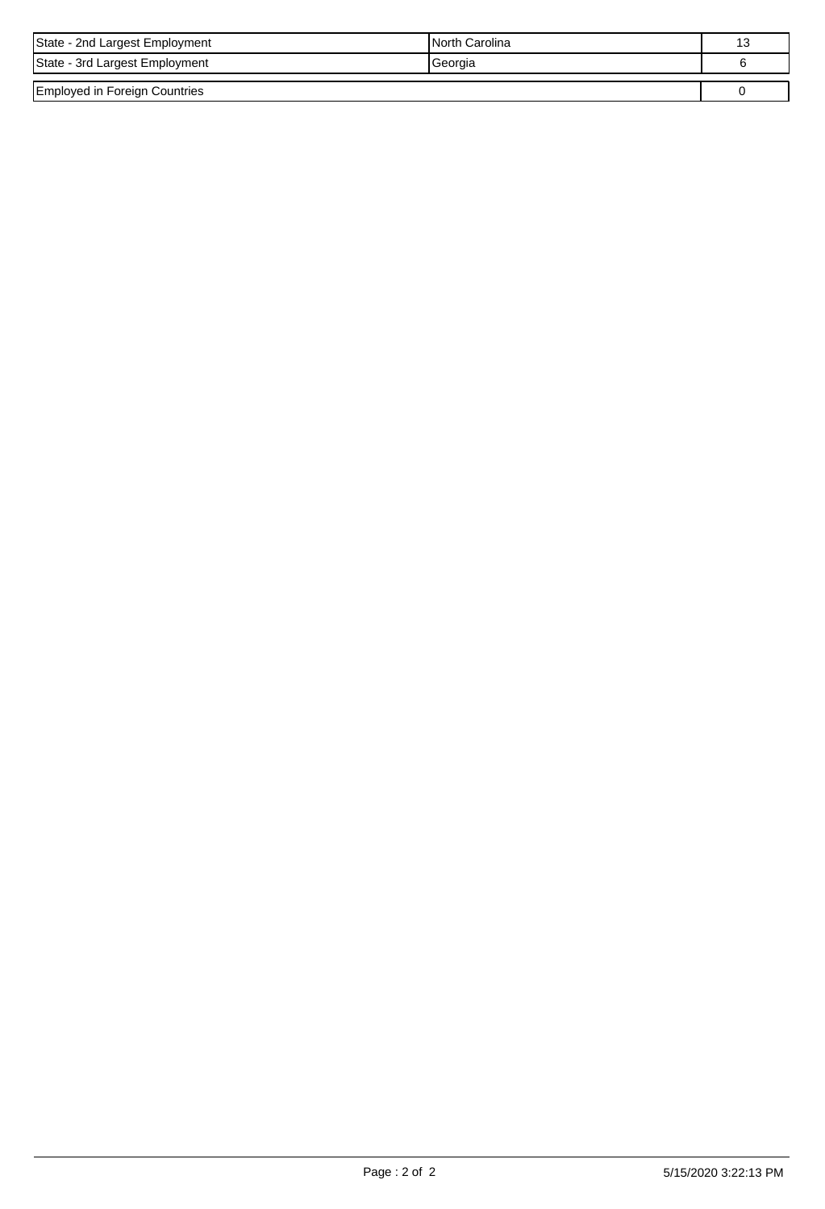| | | |
|---|---|---|
| State - 2nd Largest Employment | North Carolina | 13 |
| State - 3rd Largest Employment | Georgia | 6 |

| | |
|---|---|
| Employed in Foreign Countries | 0 |